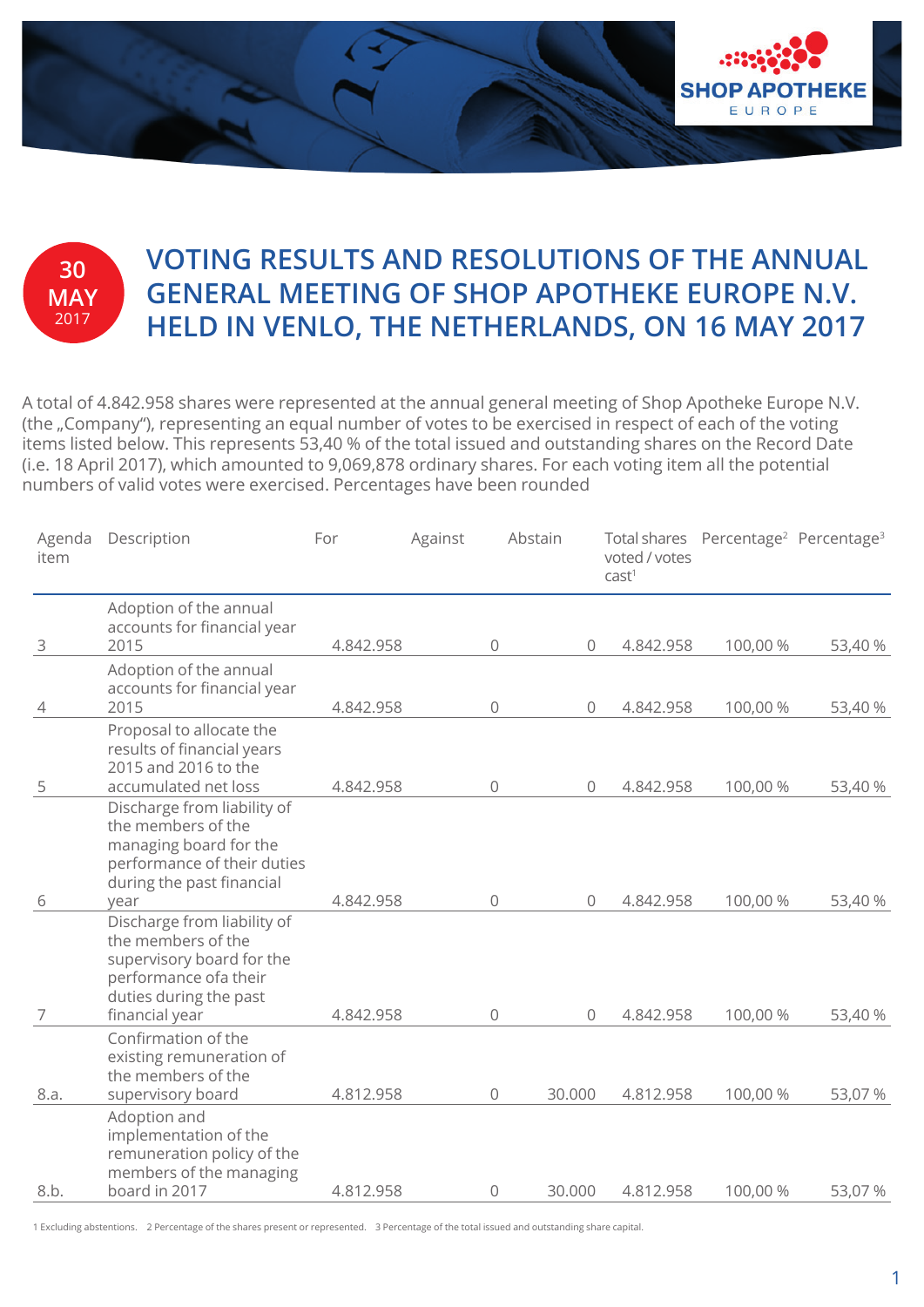**30 MAY 2017**

# VOTING RESULTS AND RESOLUTIONS OF THE ANNUAL GENERAL MEETING OF SHOP APOTHEKE EUROPE N.V. HELD IN VENLO, THE NETHERLANDS, ON 16 MAY 2017

A total of 4.842.958 shares were represented at the annual general meeting of Shop Apotheke Europe N.V. (the „Company"), representing an equal number of votes to be exercised in respect of each of the voting items listed below. This represents 53,40 % of the total issued and outstanding shares on the Record Date (i.e. 18 April 2017), which amounted to 9,069,878 ordinary shares. For each voting item all the potential numbers of valid votes were exercised. Percentages have been rounded

| Agenda item | Description | For | Against | Abstain | Total shares voted / votes cast[1] | Percentage[2] | Percentage[3] |
|---|---|---|---|---|---|---|---|
| 3 | Adoption of the annual accounts for financial year 2015 | 4.842.958 | 0 | 0 | 4.842.958 | 100,00 % | 53,40 % |
| 4 | Adoption of the annual accounts for financial year 2015 | 4.842.958 | 0 | 0 | 4.842.958 | 100,00 % | 53,40 % |
| 5 | Proposal to allocate the results of financial years 2015 and 2016 to the accumulated net loss | 4.842.958 | 0 | 0 | 4.842.958 | 100,00 % | 53,40 % |
| 6 | Discharge from liability of the members of the managing board for the performance of their duties during the past financial year | 4.842.958 | 0 | 0 | 4.842.958 | 100,00 % | 53,40 % |
| 7 | Discharge from liability of the members of the supervisory board for the performance ofa their duties during the past financial year | 4.842.958 | 0 | 0 | 4.842.958 | 100,00 % | 53,40 % |
| 8.a. | Confirmation of the existing remuneration of the members of the supervisory board | 4.812.958 | 0 | 30.000 | 4.812.958 | 100,00 % | 53,07 % |
| 8.b. | Adoption and implementation of the remuneration policy of the members of the managing board in 2017 | 4.812.958 | 0 | 30.000 | 4.812.958 | 100,00 % | 53,07 % |

1 Excluding abstentions. 2 Percentage of the shares present or represented. 3 Percentage of the total issued and outstanding share capital.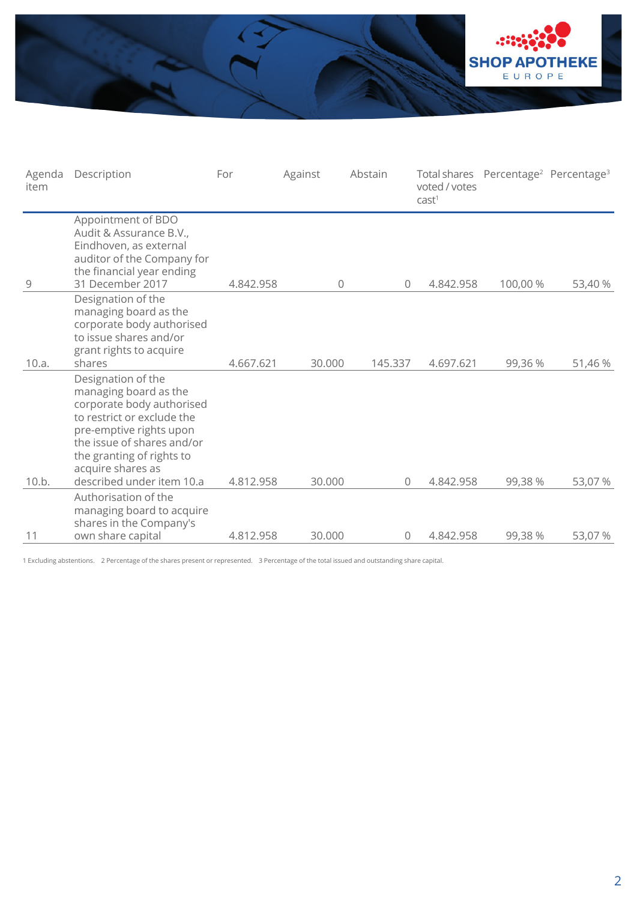| Agenda item | Description | For | Against | Abstain | Total shares voted / votes cast[1] | Percentage[2] | Percentage[3] |
|---|---|---|---|---|---|---|---|
| 9 | Appointment of BDO Audit & Assurance B.V., Eindhoven, as external auditor of the Company for the financial year ending 31 December 2017 | 4.842.958 | 0 | 0 | 4.842.958 | 100,00 % | 53,40 % |
| 10.a. | Designation of the managing board as the corporate body authorised to issue shares and/or grant rights to acquire shares | 4.667.621 | 30.000 | 145.337 | 4.697.621 | 99,36 % | 51,46 % |
| 10.b. | Designation of the managing board as the corporate body authorised to restrict or exclude the pre-emptive rights upon the issue of shares and/or the granting of rights to acquire shares as described under item 10.a | 4.812.958 | 30.000 | 0 | 4.842.958 | 99,38 % | 53,07 % |
| 11 | Authorisation of the managing board to acquire shares in the Company's own share capital | 4.812.958 | 30.000 | 0 | 4.842.958 | 99,38 % | 53,07 % |

1 Excluding abstentions. 2 Percentage of the shares present or represented. 3 Percentage of the total issued and outstanding share capital.